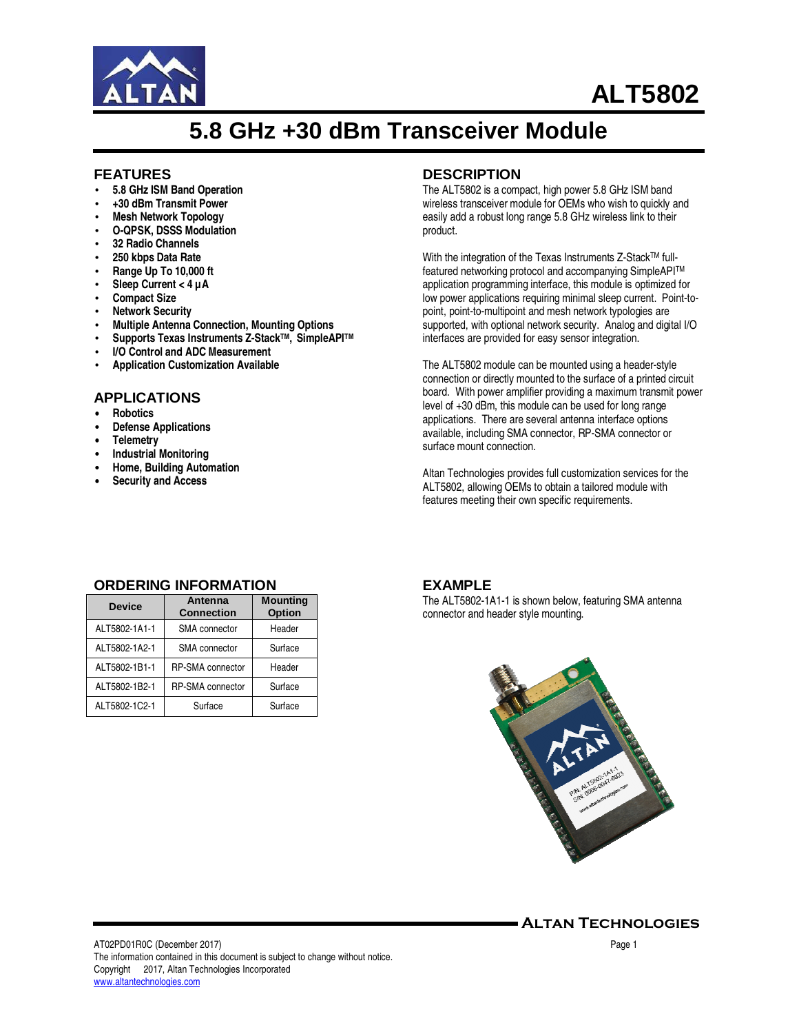# ALT5802

## 5.8 GHz +30 dBm Transceiver Module

### FEATURES

- **5.8 GHz ISM Band Operation**
- **+30 dBm Transmit Power**
- **Mesh Network Topology**
- **O-QPSK, DSSS Modulation**
- **32 Radio Channels**
- **250 kbps Data Rate**
- **Range Up To 10,000 ft**
- **Sleep Current < 4 µA**
- **Compact Size**
- **Network Security**
- **Multiple Antenna Connection, Mounting Options**
- **Supports Texas Instruments Z-Stack™, SimpleAPI™**
- **I/O Control and ADC Measurement**
- **Application Customization Available**

### APPLICATIONS

- **Robotics**
- **Defense Applications**
- **Telemetry**
- **Industrial Monitoring**
- **Home, Building Automation**
- **Security and Access**

### DESCRIPTION

The ALT5802 is a compact, high power 5.8 GHz ISM band wireless transceiver module for OEMs who wish to quickly and easily add a robust long range 5.8 GHz wireless link to their product.

With the integration of the Texas Instruments Z-Stack™ full-featured networking protocol and accompanying SimpleAPI™ application programming interface, this module is optimized for low power applications requiring minimal sleep current. Point-to-point, point-to-multipoint and mesh network typologies are supported, with optional network security. Analog and digital I/O interfaces are provided for easy sensor integration.

The ALT5802 module can be mounted using a header-style connection or directly mounted to the surface of a printed circuit board. With power amplifier providing a maximum transmit power level of +30 dBm, this module can be used for long range applications. There are several antenna interface options available, including SMA connector, RP-SMA connector or surface mount connection.

Altan Technologies provides full customization services for the ALT5802, allowing OEMs to obtain a tailored module with features meeting their own specific requirements.

### ORDERING INFORMATION

| Device | Antenna Connection | Mounting Option |
|---|---|---|
| ALT5802-1A1-1 | SMA connector | Header |
| ALT5802-1A2-1 | SMA connector | Surface |
| ALT5802-1B1-1 | RP-SMA connector | Header |
| ALT5802-1B2-1 | RP-SMA connector | Surface |
| ALT5802-1C2-1 | Surface | Surface |

### EXAMPLE

The ALT5802-1A1-1 is shown below, featuring SMA antenna connector and header style mounting.

AT02PD01R0C (December 2017)
The information contained in this document is subject to change without notice.
Copyright 2017, Altan Technologies Incorporated
www.altantechnologies.com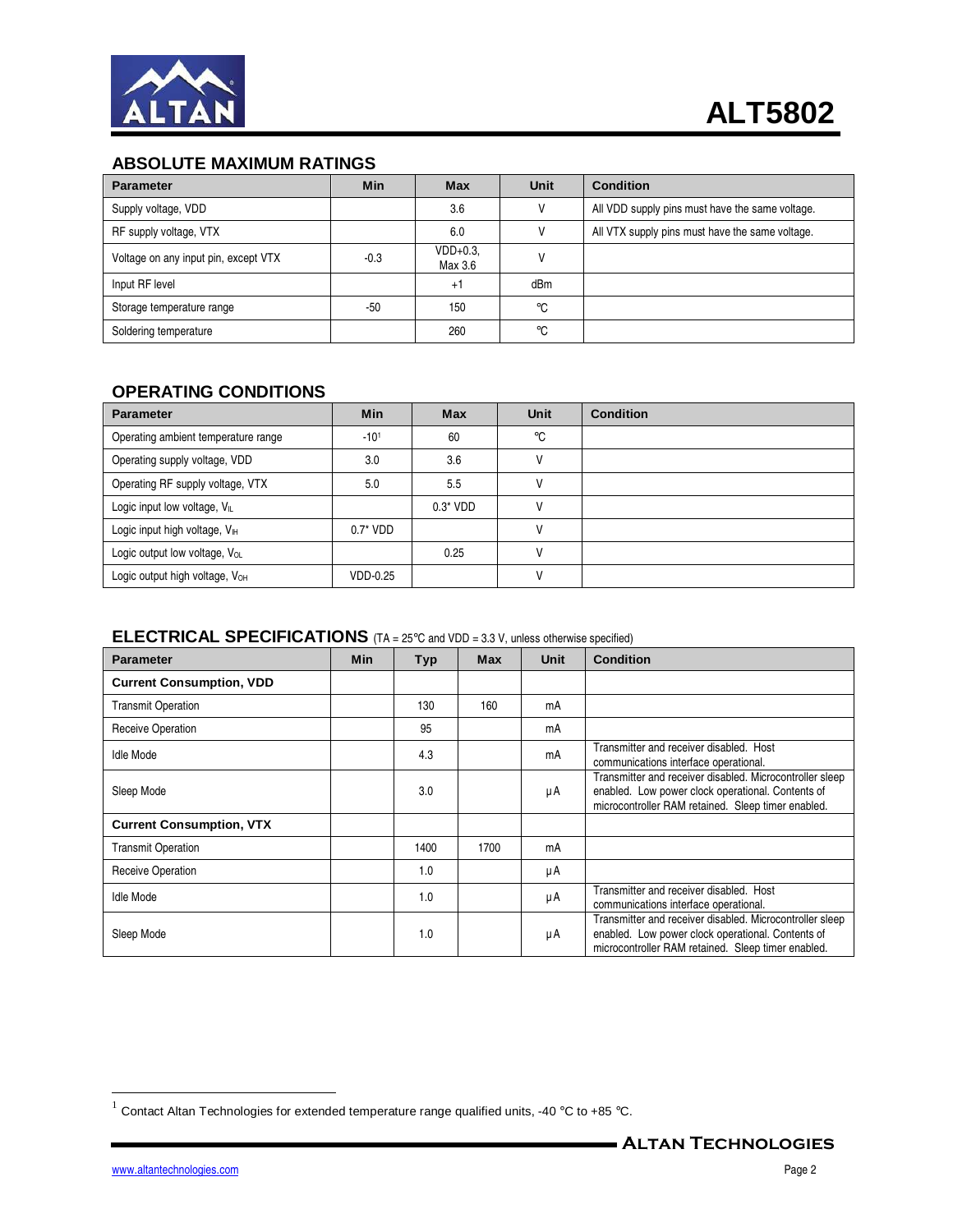## ABSOLUTE MAXIMUM RATINGS

| Parameter | Min | Max | Unit | Condition |
|---|---|---|---|---|
| Supply voltage, VDD | | 3.6 | V | All VDD supply pins must have the same voltage. |
| RF supply voltage, VTX | | 6.0 | V | All VTX supply pins must have the same voltage. |
| Voltage on any input pin, except VTX | -0.3 | VDD+0.3, Max 3.6 | V | |
| Input RF level | | +1 | dBm | |
| Storage temperature range | -50 | 150 | ℃ | |
| Soldering temperature | | 260 | ℃ | |

## OPERATING CONDITIONS

| Parameter | Min | Max | Unit | Condition |
|---|---|---|---|---|
| Operating ambient temperature range | -10[1] | 60 | ℃ | |
| Operating supply voltage, VDD | 3.0 | 3.6 | V | |
| Operating RF supply voltage, VTX | 5.0 | 5.5 | V | |
| Logic input low voltage, $V_{IL}$ | | 0.3* VDD | V | |
| Logic input high voltage, $V_{IH}$ | 0.7* VDD | | V | |
| Logic output low voltage, $V_{OL}$ | | 0.25 | V | |
| Logic output high voltage, $V_{OH}$ | VDD-0.25 | | V | |

## ELECTRICAL SPECIFICATIONS (TA = 25℃ and VDD = 3.3 V, unless otherwise specified)

| Parameter | Min | Typ | Max | Unit | Condition |
|---|---|---|---|---|---|
| **Current Consumption, VDD** | | | | | |
| Transmit Operation | | 130 | 160 | mA | |
| Receive Operation | | 95 | | mA | |
| Idle Mode | | 4.3 | | mA | Transmitter and receiver disabled. Host communications interface operational. |
| Sleep Mode | | 3.0 | | μA | Transmitter and receiver disabled. Microcontroller sleep enabled. Low power clock operational. Contents of microcontroller RAM retained. Sleep timer enabled. |
| **Current Consumption, VTX** | | | | | |
| Transmit Operation | | 1400 | 1700 | mA | |
| Receive Operation | | 1.0 | | μA | |
| Idle Mode | | 1.0 | | μA | Transmitter and receiver disabled. Host communications interface operational. |
| Sleep Mode | | 1.0 | | μA | Transmitter and receiver disabled. Microcontroller sleep enabled. Low power clock operational. Contents of microcontroller RAM retained. Sleep timer enabled. |

[1] Contact Altan Technologies for extended temperature range qualified units, -40 °C to +85 °C.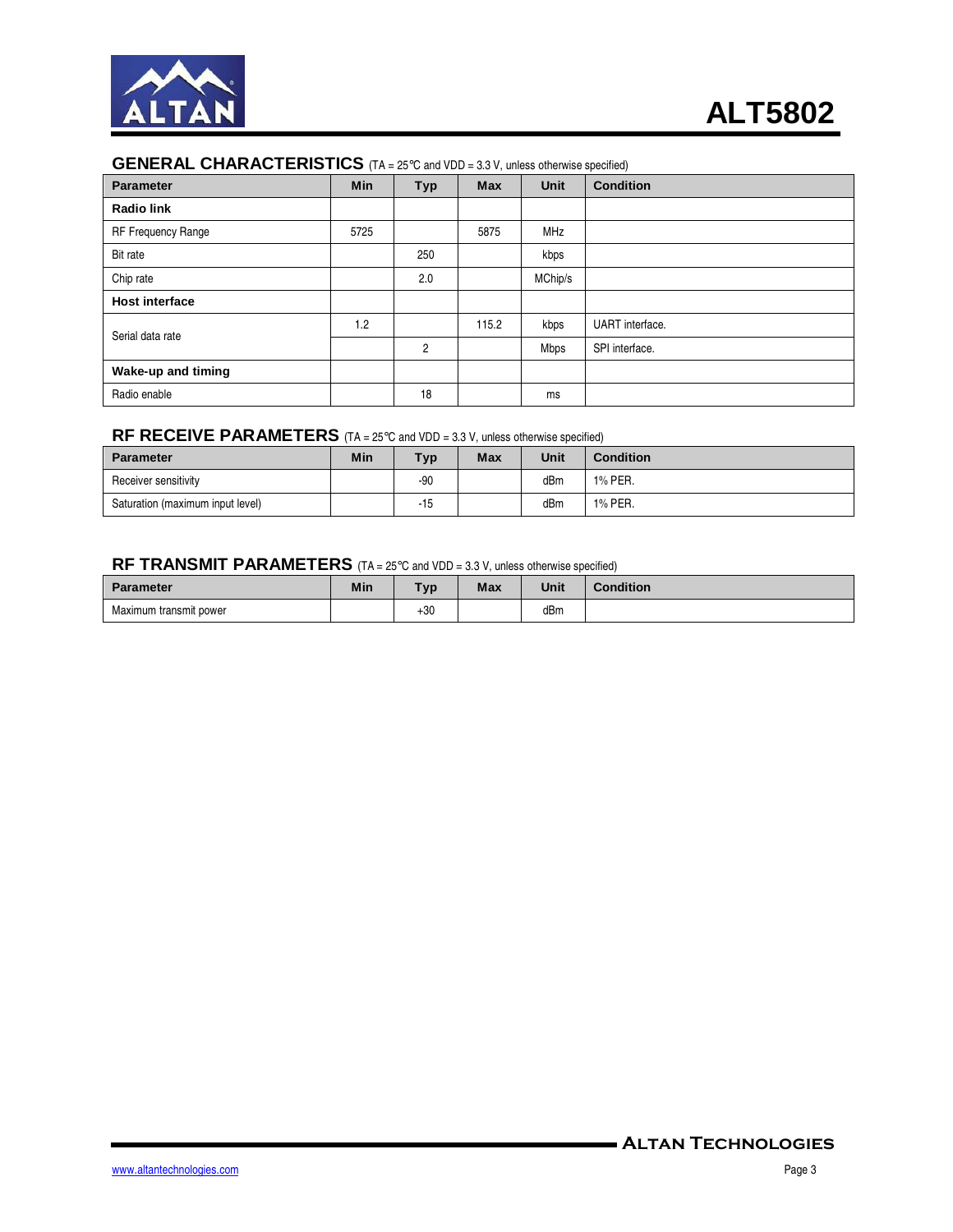## GENERAL CHARACTERISTICS (TA = 25℃ and VDD = 3.3 V, unless otherwise specified)

| Parameter | Min | Typ | Max | Unit | Condition |
|---|---|---|---|---|---|
| **Radio link** | | | | | |
| RF Frequency Range | 5725 | | 5875 | MHz | |
| Bit rate | | 250 | | kbps | |
| Chip rate | | 2.0 | | MChip/s | |
| **Host interface** | | | | | |
| Serial data rate | 1.2 | | 115.2 | kbps | UART interface. |
| | | 2 | | Mbps | SPI interface. |
| **Wake-up and timing** | | | | | |
| Radio enable | | 18 | | ms | |

## RF RECEIVE PARAMETERS (TA = 25℃ and VDD = 3.3 V, unless otherwise specified)

| Parameter | Min | Typ | Max | Unit | Condition |
|---|---|---|---|---|---|
| Receiver sensitivity | | -90 | | dBm | 1% PER. |
| Saturation (maximum input level) | | -15 | | dBm | 1% PER. |

## RF TRANSMIT PARAMETERS (TA = 25℃ and VDD = 3.3 V, unless otherwise specified)

| Parameter | Min | Typ | Max | Unit | Condition |
|---|---|---|---|---|---|
| Maximum transmit power | | +30 | | dBm | |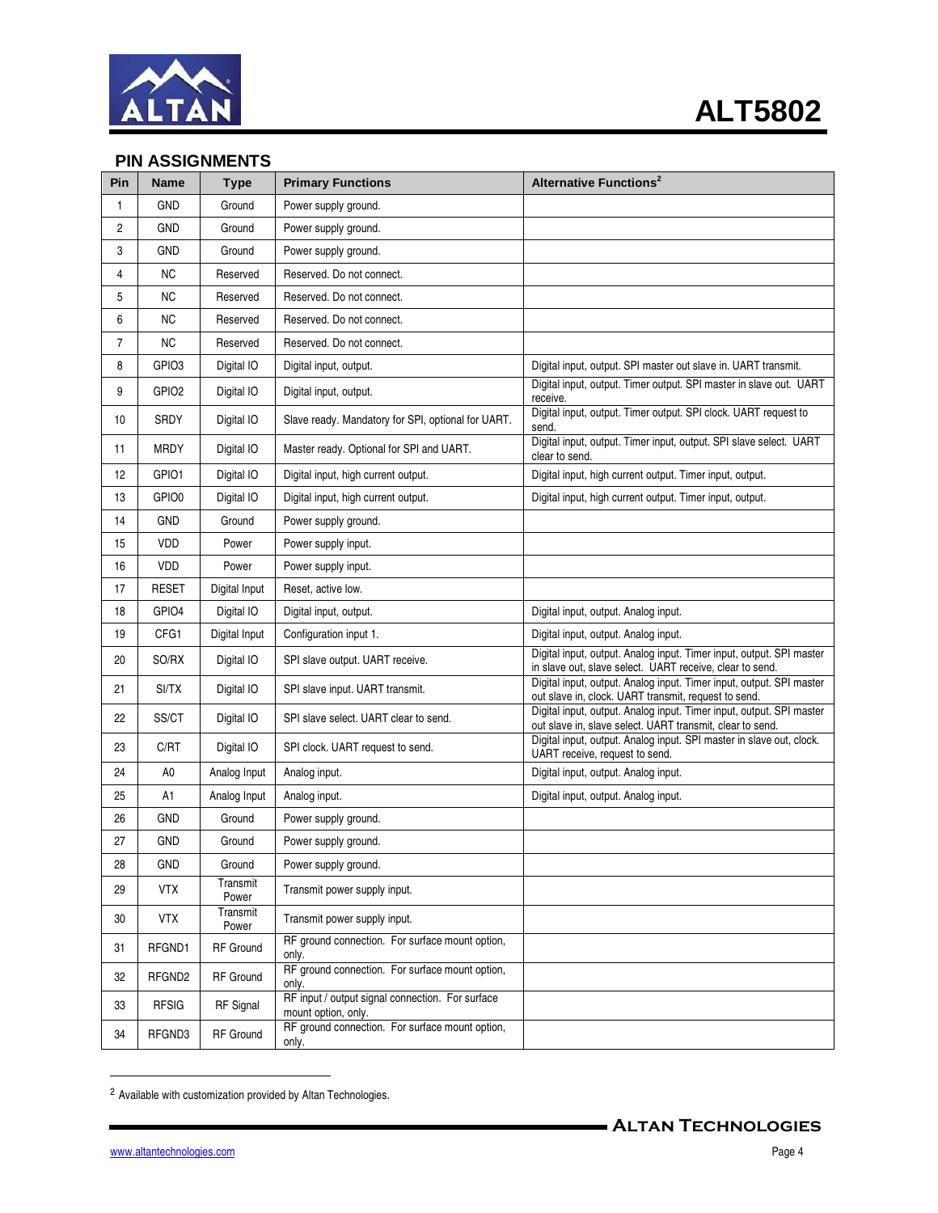## PIN ASSIGNMENTS

| Pin | Name | Type | Primary Functions | Alternative Functions[2] |
|---|---|---|---|---|
| 1 | GND | Ground | Power supply ground. | |
| 2 | GND | Ground | Power supply ground. | |
| 3 | GND | Ground | Power supply ground. | |
| 4 | NC | Reserved | Reserved. Do not connect. | |
| 5 | NC | Reserved | Reserved. Do not connect. | |
| 6 | NC | Reserved | Reserved. Do not connect. | |
| 7 | NC | Reserved | Reserved. Do not connect. | |
| 8 | GPIO3 | Digital IO | Digital input, output. | Digital input, output. SPI master out slave in. UART transmit. |
| 9 | GPIO2 | Digital IO | Digital input, output. | Digital input, output. Timer output. SPI master in slave out. UART receive. |
| 10 | SRDY | Digital IO | Slave ready. Mandatory for SPI, optional for UART. | Digital input, output. Timer output. SPI clock. UART request to send. |
| 11 | MRDY | Digital IO | Master ready. Optional for SPI and UART. | Digital input, output. Timer input, output. SPI slave select. UART clear to send. |
| 12 | GPIO1 | Digital IO | Digital input, high current output. | Digital input, high current output. Timer input, output. |
| 13 | GPIO0 | Digital IO | Digital input, high current output. | Digital input, high current output. Timer input, output. |
| 14 | GND | Ground | Power supply ground. | |
| 15 | VDD | Power | Power supply input. | |
| 16 | VDD | Power | Power supply input. | |
| 17 | RESET | Digital Input | Reset, active low. | |
| 18 | GPIO4 | Digital IO | Digital input, output. | Digital input, output. Analog input. |
| 19 | CFG1 | Digital Input | Configuration input 1. | Digital input, output. Analog input. |
| 20 | SO/RX | Digital IO | SPI slave output. UART receive. | Digital input, output. Analog input. Timer input, output. SPI master in slave out, slave select. UART receive, clear to send. |
| 21 | SI/TX | Digital IO | SPI slave input. UART transmit. | Digital input, output. Analog input. Timer input, output. SPI master out slave in, clock. UART transmit, request to send. |
| 22 | SS/CT | Digital IO | SPI slave select. UART clear to send. | Digital input, output. Analog input. Timer input, output. SPI master out slave in, slave select. UART transmit, clear to send. |
| 23 | C/RT | Digital IO | SPI clock. UART request to send. | Digital input, output. Analog input. SPI master in slave out, clock. UART receive, request to send. |
| 24 | A0 | Analog Input | Analog input. | Digital input, output. Analog input. |
| 25 | A1 | Analog Input | Analog input. | Digital input, output. Analog input. |
| 26 | GND | Ground | Power supply ground. | |
| 27 | GND | Ground | Power supply ground. | |
| 28 | GND | Ground | Power supply ground. | |
| 29 | VTX | Transmit Power | Transmit power supply input. | |
| 30 | VTX | Transmit Power | Transmit power supply input. | |
| 31 | RFGND1 | RF Ground | RF ground connection. For surface mount option, only. | |
| 32 | RFGND2 | RF Ground | RF ground connection. For surface mount option, only. | |
| 33 | RFSIG | RF Signal | RF input / output signal connection. For surface mount option, only. | |
| 34 | RFGND3 | RF Ground | RF ground connection. For surface mount option, only. | |

[2] Available with customization provided by Altan Technologies.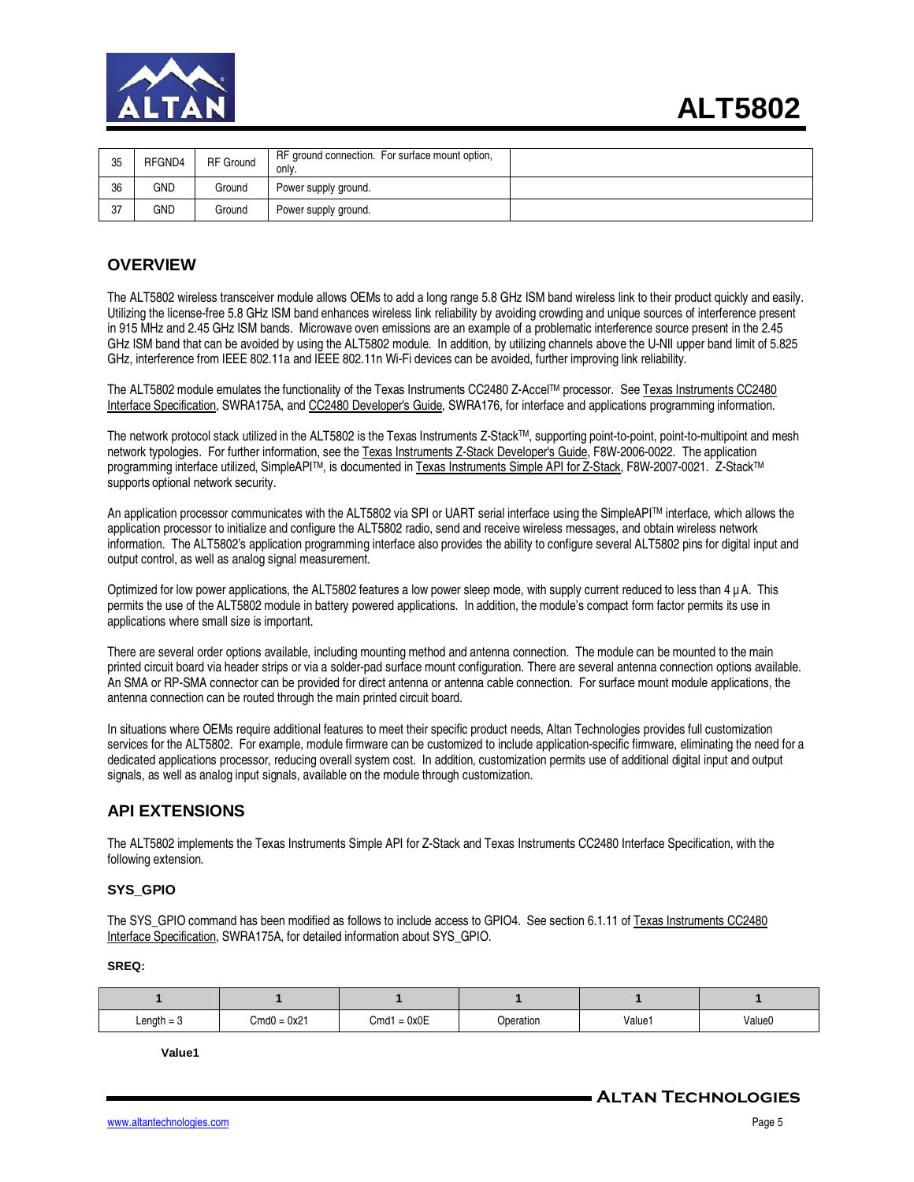| 35 | RFGND4 | RF Ground | RF ground connection. For surface mount option, only. | |
|---|---|---|---|---|
| 36 | GND | Ground | Power supply ground. | |
| 37 | GND | Ground | Power supply ground. | |

## OVERVIEW

The ALT5802 wireless transceiver module allows OEMs to add a long range 5.8 GHz ISM band wireless link to their product quickly and easily. Utilizing the license-free 5.8 GHz ISM band enhances wireless link reliability by avoiding crowding and unique sources of interference present in 915 MHz and 2.45 GHz ISM bands. Microwave oven emissions are an example of a problematic interference source present in the 2.45 GHz ISM band that can be avoided by using the ALT5802 module. In addition, by utilizing channels above the U-NII upper band limit of 5.825 GHz, interference from IEEE 802.11a and IEEE 802.11n Wi-Fi devices can be avoided, further improving link reliability.

The ALT5802 module emulates the functionality of the Texas Instruments CC2480 Z-Accel™ processor. See Texas Instruments CC2480 Interface Specification, SWRA175A, and CC2480 Developer's Guide, SWRA176, for interface and applications programming information.

The network protocol stack utilized in the ALT5802 is the Texas Instruments Z-Stack™, supporting point-to-point, point-to-multipoint and mesh network typologies. For further information, see the Texas Instruments Z-Stack Developer's Guide, F8W-2006-0022. The application programming interface utilized, SimpleAPI™, is documented in Texas Instruments Simple API for Z-Stack, F8W-2007-0021. Z-Stack™ supports optional network security.

An application processor communicates with the ALT5802 via SPI or UART serial interface using the SimpleAPI™ interface, which allows the application processor to initialize and configure the ALT5802 radio, send and receive wireless messages, and obtain wireless network information. The ALT5802's application programming interface also provides the ability to configure several ALT5802 pins for digital input and output control, as well as analog signal measurement.

Optimized for low power applications, the ALT5802 features a low power sleep mode, with supply current reduced to less than 4 μA. This permits the use of the ALT5802 module in battery powered applications. In addition, the module's compact form factor permits its use in applications where small size is important.

There are several order options available, including mounting method and antenna connection. The module can be mounted to the main printed circuit board via header strips or via a solder-pad surface mount configuration. There are several antenna connection options available. An SMA or RP-SMA connector can be provided for direct antenna or antenna cable connection. For surface mount module applications, the antenna connection can be routed through the main printed circuit board.

In situations where OEMs require additional features to meet their specific product needs, Altan Technologies provides full customization services for the ALT5802. For example, module firmware can be customized to include application-specific firmware, eliminating the need for a dedicated applications processor, reducing overall system cost. In addition, customization permits use of additional digital input and output signals, as well as analog input signals, available on the module through customization.

## API EXTENSIONS

The ALT5802 implements the Texas Instruments Simple API for Z-Stack and Texas Instruments CC2480 Interface Specification, with the following extension.

### SYS_GPIO

The SYS_GPIO command has been modified as follows to include access to GPIO4. See section 6.1.11 of Texas Instruments CC2480 Interface Specification, SWRA175A, for detailed information about SYS_GPIO.

**SREQ:**

| 1 | 1 | 1 | 1 | 1 | 1 |
|---|---|---|---|---|---|
| Length = 3 | Cmd0 = 0x21 | Cmd1 = 0x0E | Operation | Value1 | Value0 |

**Value1**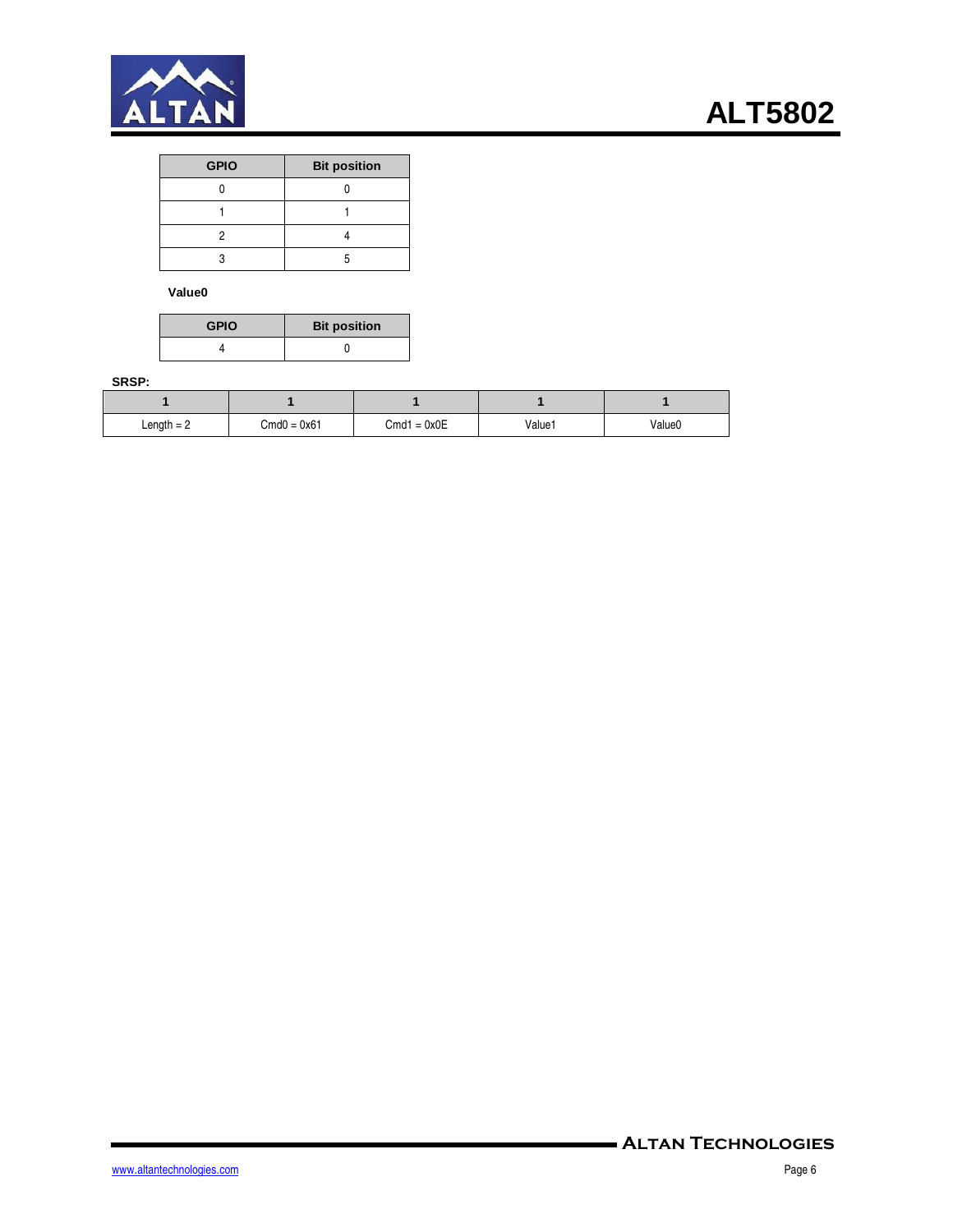| GPIO | Bit position |
|---|---|
| 0 | 0 |
| 1 | 1 |
| 2 | 4 |
| 3 | 5 |

**Value0**

| GPIO | Bit position |
|---|---|
| 4 | 0 |

**SRSP:**

| 1 | 1 | 1 | 1 | 1 |
|---|---|---|---|---|
| Length = 2 | Cmd0 = 0x61 | Cmd1 = 0x0E | Value1 | Value0 |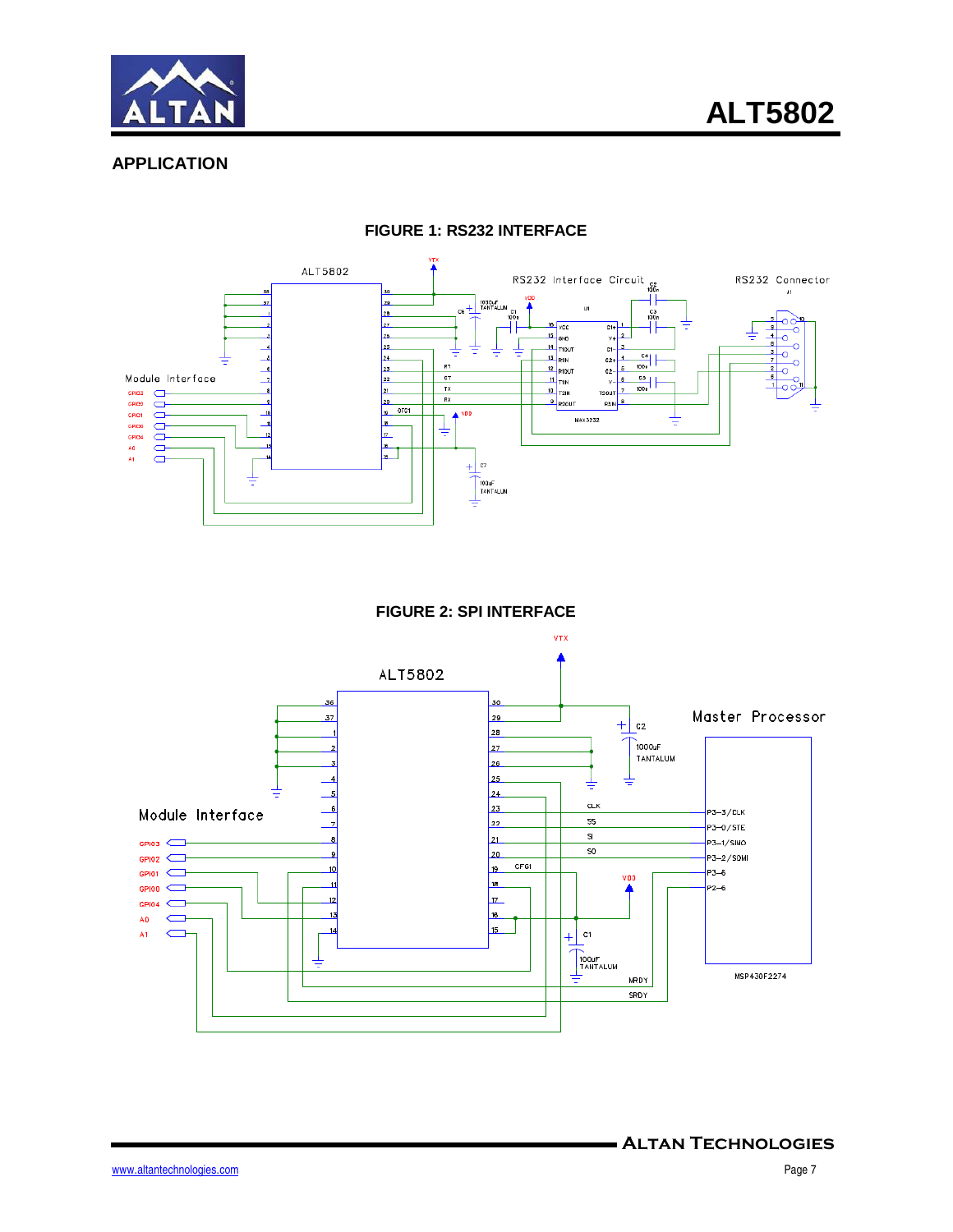## APPLICATION

**FIGURE 1: RS232 INTERFACE**

**FIGURE 2: SPI INTERFACE**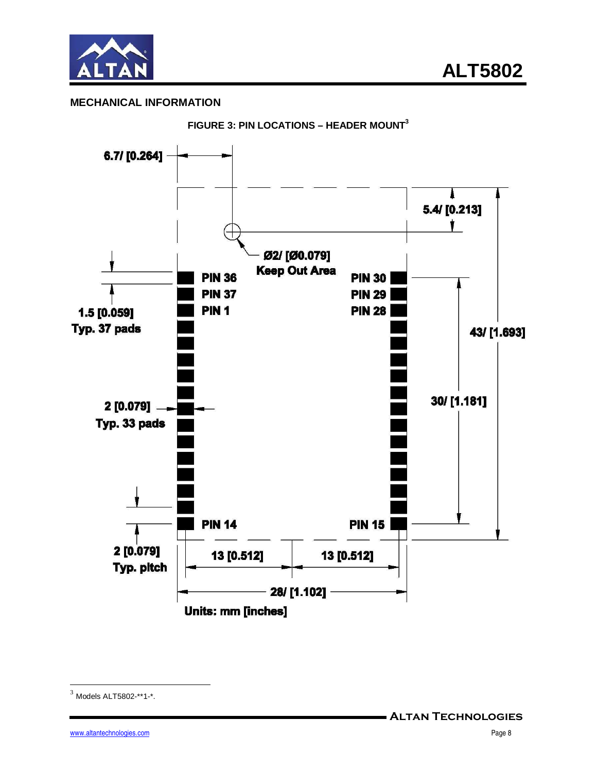## MECHANICAL INFORMATION

**FIGURE 3: PIN LOCATIONS – HEADER MOUNT[3]**

6.7/ [0.264]

5.4/ [0.213]

Ø2/ [Ø0.079]
Keep Out Area

PIN 36 PIN 37 PIN 1

PIN 30 PIN 29 PIN 28

1.5 [0.059]
Typ. 37 pads

43/ [1.693]

2 [0.079]
Typ. 33 pads

30/ [1.181]

PIN 14

PIN 15

2 [0.079]
Typ. pitch

13 [0.512] 13 [0.512]

28/ [1.102]

Units: mm [inches]

---

[3] Models ALT5802-**1-*.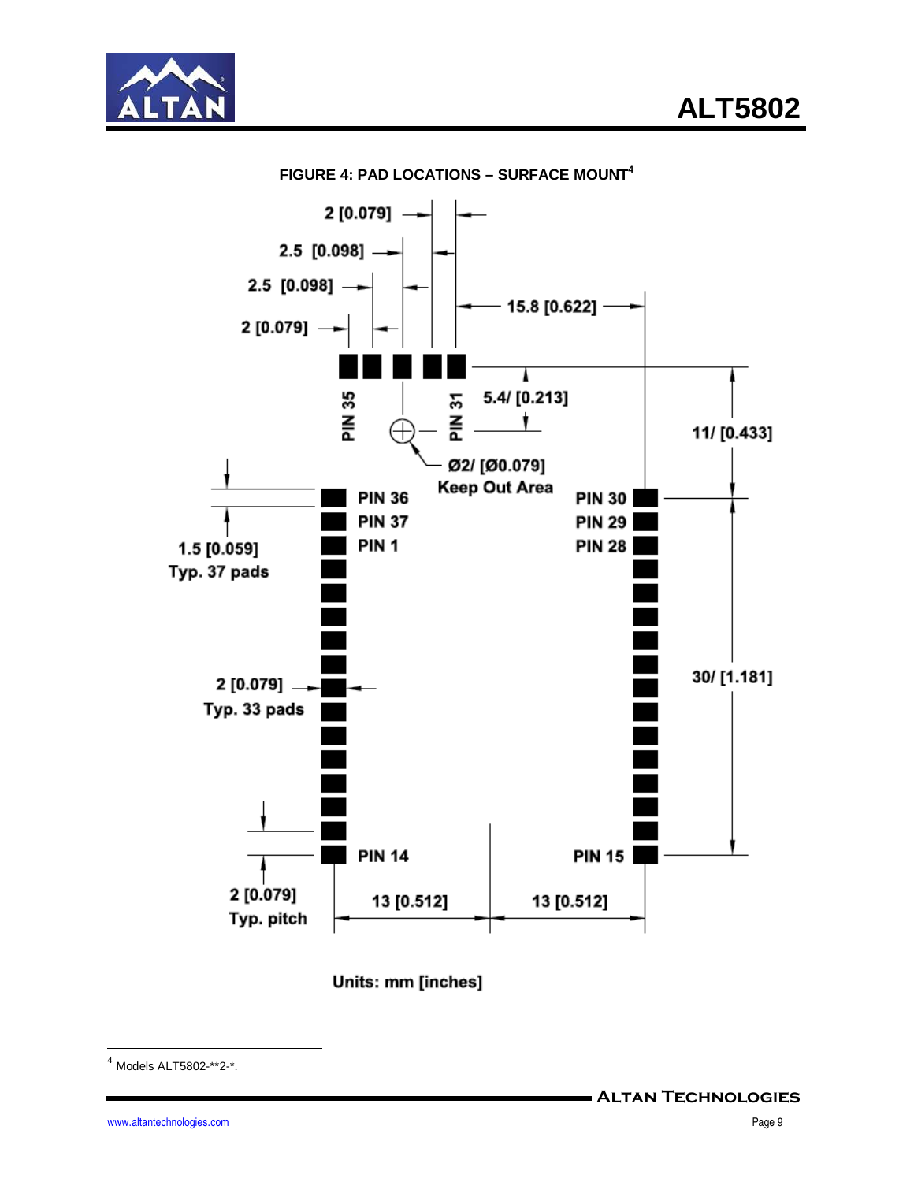**FIGURE 4: PAD LOCATIONS – SURFACE MOUNT**[4]

2 [0.079]

2.5 [0.098]

2.5 [0.098]

2 [0.079]

15.8 [0.622]

5.4/ [0.213]

11/ [0.433]

PIN 35

PIN 31

Ø2/ [Ø0.079]
Keep Out Area

1.5 [0.059]
Typ. 37 pads

PIN 36
PIN 37
PIN 1

PIN 30
PIN 29
PIN 28

2 [0.079]
Typ. 33 pads

30/ [1.181]

PIN 14

PIN 15

2 [0.079]
Typ. pitch

13 [0.512]

13 [0.512]

Units: mm [inches]

---

[4] Models ALT5802-**2-*.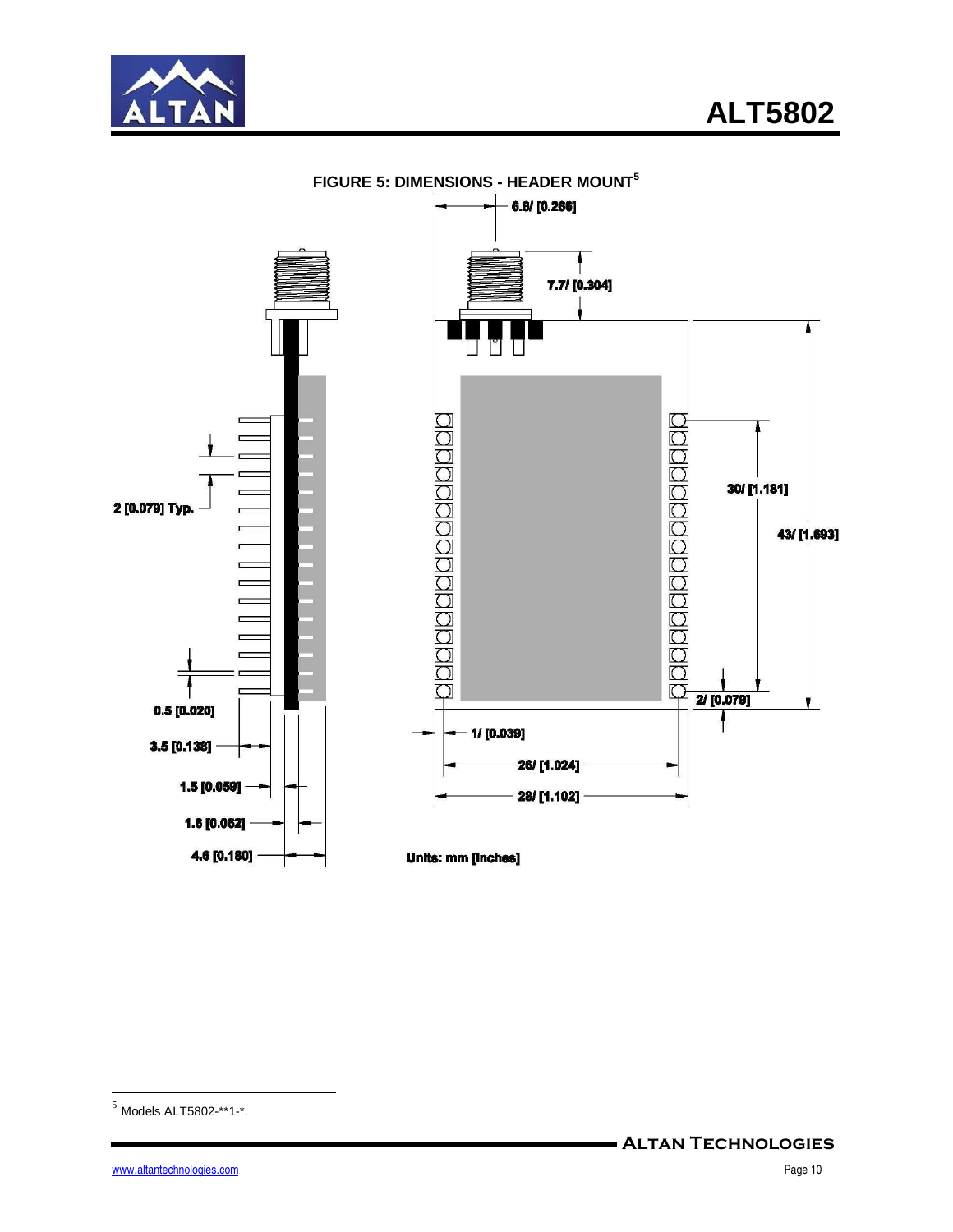**FIGURE 5: DIMENSIONS - HEADER MOUNT**[5]

6.8/ [0.266]

7.7/ [0.304]

2 [0.079] Typ.

30/ [1.181]

43/ [1.693]

2/ [0.079]

0.5 [0.020]

3.5 [0.138]

1/ [0.039]

26/ [1.024]

1.5 [0.059]

28/ [1.102]

1.6 [0.062]

4.6 [0.180]

Units: mm [Inches]

---

[5] Models ALT5802-**1-*.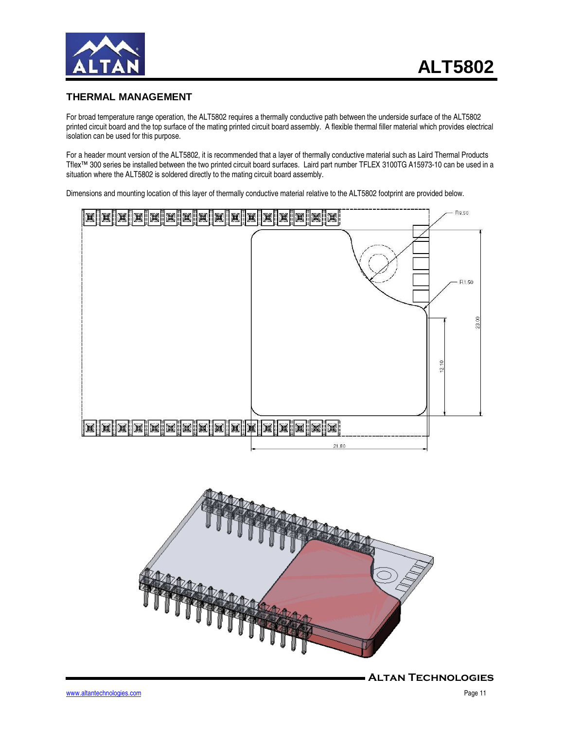## THERMAL MANAGEMENT

For broad temperature range operation, the ALT5802 requires a thermally conductive path between the underside surface of the ALT5802 printed circuit board and the top surface of the mating printed circuit board assembly. A flexible thermal filler material which provides electrical isolation can be used for this purpose.

For a header mount version of the ALT5802, it is recommended that a layer of thermally conductive material such as Laird Thermal Products Tflex™ 300 series be installed between the two printed circuit board surfaces. Laird part number TFLEX 3100TG A15973-10 can be used in a situation where the ALT5802 is soldered directly to the mating circuit board assembly.

Dimensions and mounting location of this layer of thermally conductive material relative to the ALT5802 footprint are provided below.

R9.50

R1.50

23.00

12.10

21.80